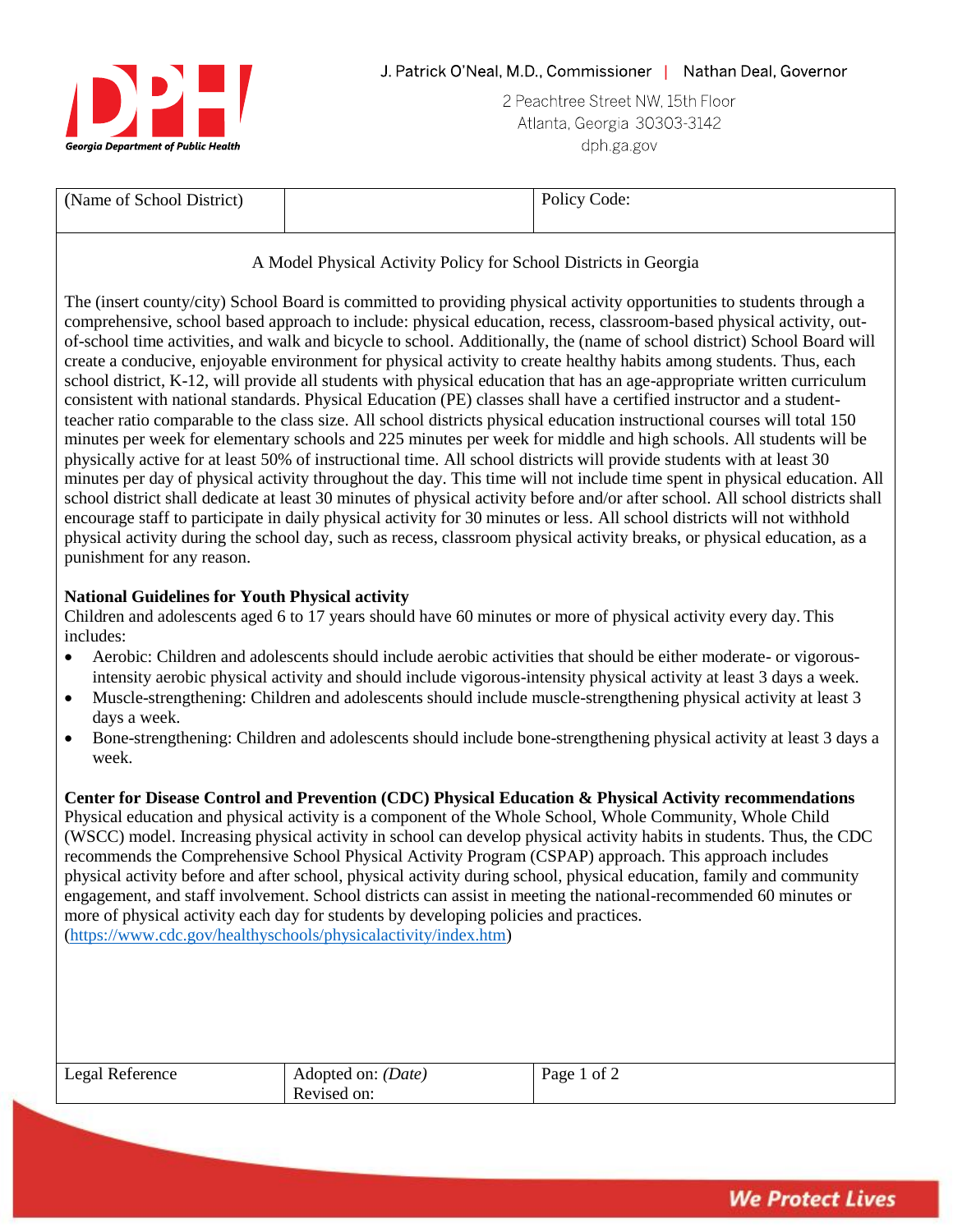Georgia Department of Public Health

J. Patrick O'Neal, M.D., Commissioner | Nathan Deal, Governor

2 Peachtree Street NW, 15th Floor
Atlanta, Georgia 30303-3142
dph.ga.gov

| (Name of School District) | | Policy Code: |
|---|---|---|

A Model Physical Activity Policy for School Districts in Georgia

The (insert county/city) School Board is committed to providing physical activity opportunities to students through a comprehensive, school based approach to include: physical education, recess, classroom-based physical activity, out-of-school time activities, and walk and bicycle to school. Additionally, the (name of school district) School Board will create a conducive, enjoyable environment for physical activity to create healthy habits among students. Thus, each school district, K-12, will provide all students with physical education that has an age-appropriate written curriculum consistent with national standards. Physical Education (PE) classes shall have a certified instructor and a student-teacher ratio comparable to the class size. All school districts physical education instructional courses will total 150 minutes per week for elementary schools and 225 minutes per week for middle and high schools. All students will be physically active for at least 50% of instructional time. All school districts will provide students with at least 30 minutes per day of physical activity throughout the day. This time will not include time spent in physical education. All school district shall dedicate at least 30 minutes of physical activity before and/or after school. All school districts shall encourage staff to participate in daily physical activity for 30 minutes or less. All school districts will not withhold physical activity during the school day, such as recess, classroom physical activity breaks, or physical education, as a punishment for any reason.

**National Guidelines for Youth Physical activity**

Children and adolescents aged 6 to 17 years should have 60 minutes or more of physical activity every day. This includes:

- Aerobic: Children and adolescents should include aerobic activities that should be either moderate- or vigorous-intensity aerobic physical activity and should include vigorous-intensity physical activity at least 3 days a week.
- Muscle-strengthening: Children and adolescents should include muscle-strengthening physical activity at least 3 days a week.
- Bone-strengthening: Children and adolescents should include bone-strengthening physical activity at least 3 days a week.

**Center for Disease Control and Prevention (CDC) Physical Education & Physical Activity recommendations**

Physical education and physical activity is a component of the Whole School, Whole Community, Whole Child (WSCC) model. Increasing physical activity in school can develop physical activity habits in students. Thus, the CDC recommends the Comprehensive School Physical Activity Program (CSPAP) approach. This approach includes physical activity before and after school, physical activity during school, physical education, family and community engagement, and staff involvement. School districts can assist in meeting the national-recommended 60 minutes or more of physical activity each day for students by developing policies and practices.
(https://www.cdc.gov/healthyschools/physicalactivity/index.htm)

| Legal Reference | Adopted on: *(Date)* Revised on: | |
|---|---|---|

We Protect Lives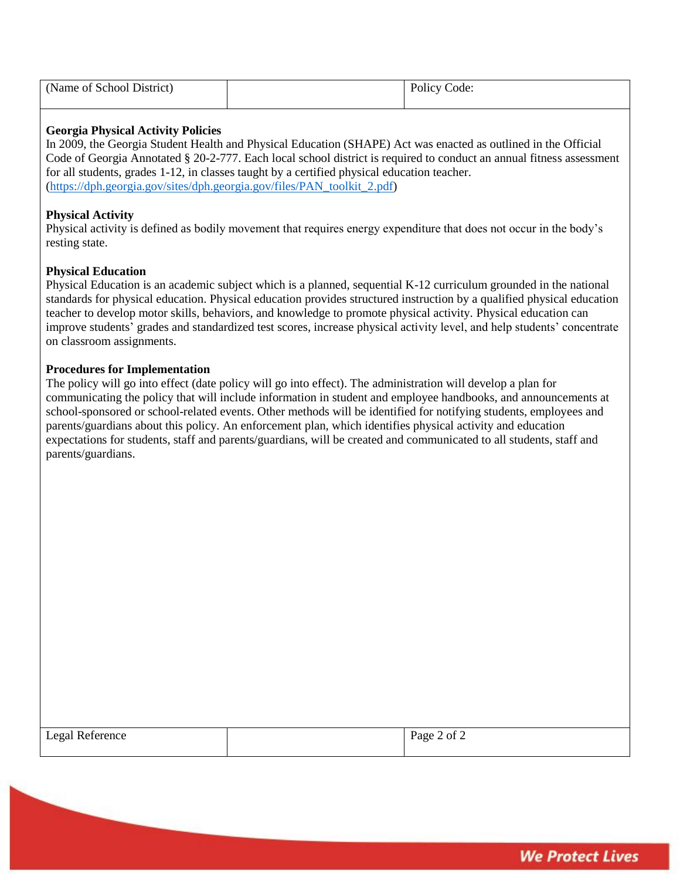| (Name of School District) | | Policy Code: |
| --- | --- | --- |

**Georgia Physical Activity Policies**

In 2009, the Georgia Student Health and Physical Education (SHAPE) Act was enacted as outlined in the Official Code of Georgia Annotated § 20-2-777. Each local school district is required to conduct an annual fitness assessment for all students, grades 1-12, in classes taught by a certified physical education teacher. (https://dph.georgia.gov/sites/dph.georgia.gov/files/PAN_toolkit_2.pdf)

**Physical Activity**

Physical activity is defined as bodily movement that requires energy expenditure that does not occur in the body's resting state.

**Physical Education**

Physical Education is an academic subject which is a planned, sequential K-12 curriculum grounded in the national standards for physical education. Physical education provides structured instruction by a qualified physical education teacher to develop motor skills, behaviors, and knowledge to promote physical activity. Physical education can improve students' grades and standardized test scores, increase physical activity level, and help students' concentrate on classroom assignments.

**Procedures for Implementation**

The policy will go into effect (date policy will go into effect). The administration will develop a plan for communicating the policy that will include information in student and employee handbooks, and announcements at school-sponsored or school-related events. Other methods will be identified for notifying students, employees and parents/guardians about this policy. An enforcement plan, which identifies physical activity and education expectations for students, staff and parents/guardians, will be created and communicated to all students, staff and parents/guardians.

| Legal Reference | | |
| --- | --- | --- |